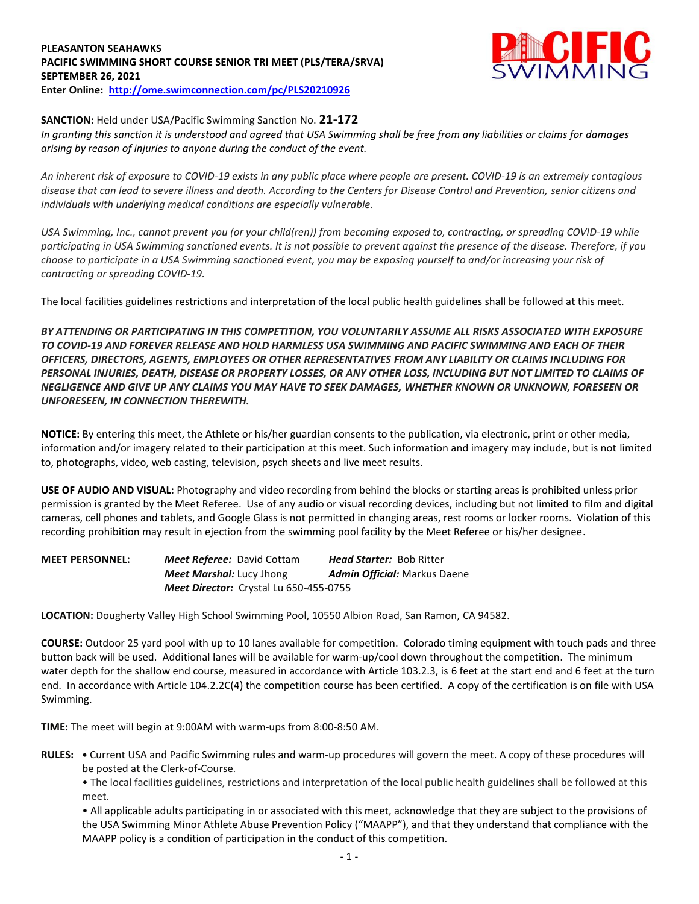**PLEASANTON SEAHAWKS**
**PACIFIC SWIMMING SHORT COURSE SENIOR TRI MEET (PLS/TERA/SRVA)**
**SEPTEMBER 26, 2021**
**Enter Online: [http://ome.swimconnection.com/pc/PLS20210926](http://ome.swimconnection.com/pc/PLS20210926)**

**SANCTION:** Held under USA/Pacific Swimming Sanction No. **21-172**
*In granting this sanction it is understood and agreed that USA Swimming shall be free from any liabilities or claims for damages arising by reason of injuries to anyone during the conduct of the event.*

*An inherent risk of exposure to COVID-19 exists in any public place where people are present. COVID-19 is an extremely contagious disease that can lead to severe illness and death. According to the Centers for Disease Control and Prevention, senior citizens and individuals with underlying medical conditions are especially vulnerable.*

*USA Swimming, Inc., cannot prevent you (or your child(ren)) from becoming exposed to, contracting, or spreading COVID-19 while participating in USA Swimming sanctioned events. It is not possible to prevent against the presence of the disease. Therefore, if you choose to participate in a USA Swimming sanctioned event, you may be exposing yourself to and/or increasing your risk of contracting or spreading COVID-19.*

The local facilities guidelines restrictions and interpretation of the local public health guidelines shall be followed at this meet.

***BY ATTENDING OR PARTICIPATING IN THIS COMPETITION, YOU VOLUNTARILY ASSUME ALL RISKS ASSOCIATED WITH EXPOSURE TO COVID-19 AND FOREVER RELEASE AND HOLD HARMLESS USA SWIMMING AND PACIFIC SWIMMING AND EACH OF THEIR OFFICERS, DIRECTORS, AGENTS, EMPLOYEES OR OTHER REPRESENTATIVES FROM ANY LIABILITY OR CLAIMS INCLUDING FOR PERSONAL INJURIES, DEATH, DISEASE OR PROPERTY LOSSES, OR ANY OTHER LOSS, INCLUDING BUT NOT LIMITED TO CLAIMS OF NEGLIGENCE AND GIVE UP ANY CLAIMS YOU MAY HAVE TO SEEK DAMAGES, WHETHER KNOWN OR UNKNOWN, FORESEEN OR UNFORESEEN, IN CONNECTION THEREWITH.***

**NOTICE:** By entering this meet, the Athlete or his/her guardian consents to the publication, via electronic, print or other media, information and/or imagery related to their participation at this meet. Such information and imagery may include, but is not limited to, photographs, video, web casting, television, psych sheets and live meet results.

**USE OF AUDIO AND VISUAL:** Photography and video recording from behind the blocks or starting areas is prohibited unless prior permission is granted by the Meet Referee. Use of any audio or visual recording devices, including but not limited to film and digital cameras, cell phones and tablets, and Google Glass is not permitted in changing areas, rest rooms or locker rooms. Violation of this recording prohibition may result in ejection from the swimming pool facility by the Meet Referee or his/her designee.

**MEET PERSONNEL:**
***Meet Referee:*** David Cottam
***Head Starter:*** Bob Ritter
***Meet Marshal:*** Lucy Jhong
***Admin Official:*** Markus Daene
***Meet Director:*** Crystal Lu 650-455-0755

**LOCATION:** Dougherty Valley High School Swimming Pool, 10550 Albion Road, San Ramon, CA 94582.

**COURSE:** Outdoor 25 yard pool with up to 10 lanes available for competition. Colorado timing equipment with touch pads and three button back will be used. Additional lanes will be available for warm-up/cool down throughout the competition. The minimum water depth for the shallow end course, measured in accordance with Article 103.2.3, is 6 feet at the start end and 6 feet at the turn end. In accordance with Article 104.2.2C(4) the competition course has been certified. A copy of the certification is on file with USA Swimming.

**TIME:** The meet will begin at 9:00AM with warm-ups from 8:00-8:50 AM.

**RULES:**
- Current USA and Pacific Swimming rules and warm-up procedures will govern the meet. A copy of these procedures will be posted at the Clerk-of-Course.
- The local facilities guidelines, restrictions and interpretation of the local public health guidelines shall be followed at this meet.
- All applicable adults participating in or associated with this meet, acknowledge that they are subject to the provisions of the USA Swimming Minor Athlete Abuse Prevention Policy ("MAAPP"), and that they understand that compliance with the MAAPP policy is a condition of participation in the conduct of this competition.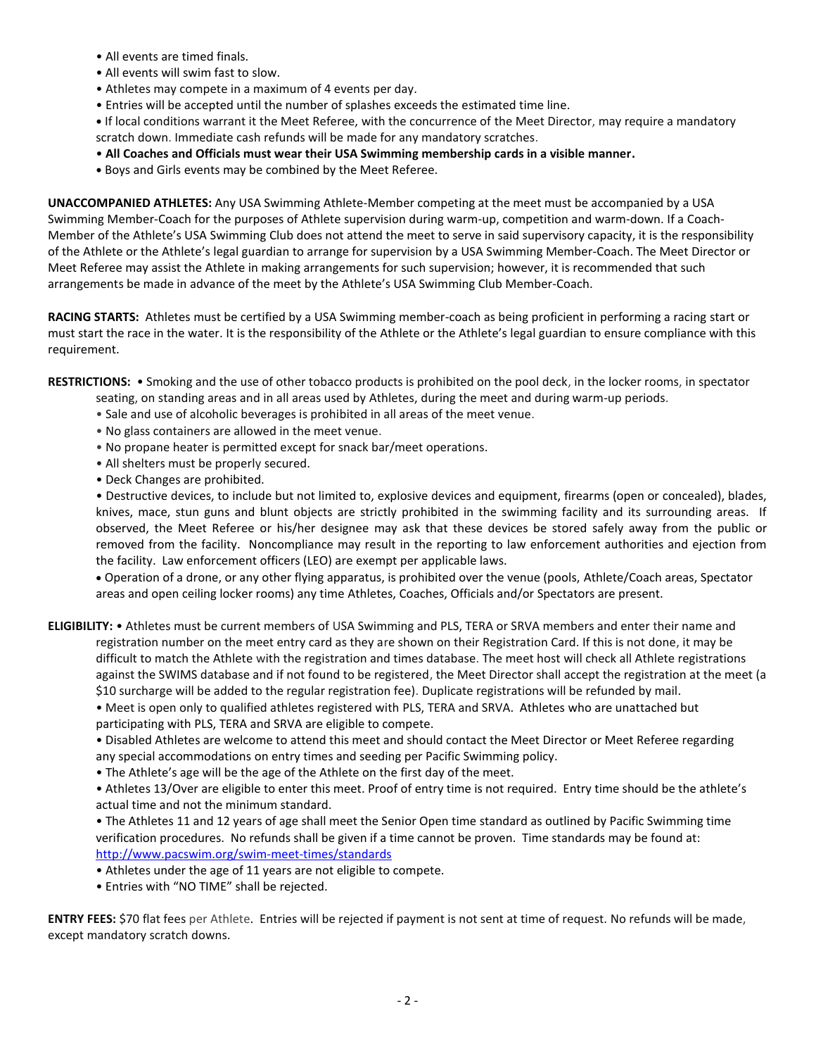- All events are timed finals.
- All events will swim fast to slow.
- Athletes may compete in a maximum of 4 events per day.
- Entries will be accepted until the number of splashes exceeds the estimated time line.
- If local conditions warrant it the Meet Referee, with the concurrence of the Meet Director, may require a mandatory scratch down. Immediate cash refunds will be made for any mandatory scratches.
- **All Coaches and Officials must wear their USA Swimming membership cards in a visible manner.**
- Boys and Girls events may be combined by the Meet Referee.

**UNACCOMPANIED ATHLETES:** Any USA Swimming Athlete-Member competing at the meet must be accompanied by a USA Swimming Member-Coach for the purposes of Athlete supervision during warm-up, competition and warm-down. If a Coach-Member of the Athlete's USA Swimming Club does not attend the meet to serve in said supervisory capacity, it is the responsibility of the Athlete or the Athlete's legal guardian to arrange for supervision by a USA Swimming Member-Coach. The Meet Director or Meet Referee may assist the Athlete in making arrangements for such supervision; however, it is recommended that such arrangements be made in advance of the meet by the Athlete's USA Swimming Club Member-Coach.

**RACING STARTS:** Athletes must be certified by a USA Swimming member-coach as being proficient in performing a racing start or must start the race in the water. It is the responsibility of the Athlete or the Athlete's legal guardian to ensure compliance with this requirement.

**RESTRICTIONS:**
- Smoking and the use of other tobacco products is prohibited on the pool deck, in the locker rooms, in spectator seating, on standing areas and in all areas used by Athletes, during the meet and during warm-up periods.
- Sale and use of alcoholic beverages is prohibited in all areas of the meet venue.
- No glass containers are allowed in the meet venue.
- No propane heater is permitted except for snack bar/meet operations.
- All shelters must be properly secured.
- Deck Changes are prohibited.
- Destructive devices, to include but not limited to, explosive devices and equipment, firearms (open or concealed), blades, knives, mace, stun guns and blunt objects are strictly prohibited in the swimming facility and its surrounding areas. If observed, the Meet Referee or his/her designee may ask that these devices be stored safely away from the public or removed from the facility. Noncompliance may result in the reporting to law enforcement authorities and ejection from the facility. Law enforcement officers (LEO) are exempt per applicable laws.
- Operation of a drone, or any other flying apparatus, is prohibited over the venue (pools, Athlete/Coach areas, Spectator areas and open ceiling locker rooms) any time Athletes, Coaches, Officials and/or Spectators are present.

**ELIGIBILITY:**
- Athletes must be current members of USA Swimming and PLS, TERA or SRVA members and enter their name and registration number on the meet entry card as they are shown on their Registration Card. If this is not done, it may be difficult to match the Athlete with the registration and times database. The meet host will check all Athlete registrations against the SWIMS database and if not found to be registered, the Meet Director shall accept the registration at the meet (a $10 surcharge will be added to the regular registration fee). Duplicate registrations will be refunded by mail.
- Meet is open only to qualified athletes registered with PLS, TERA and SRVA. Athletes who are unattached but participating with PLS, TERA and SRVA are eligible to compete.
- Disabled Athletes are welcome to attend this meet and should contact the Meet Director or Meet Referee regarding any special accommodations on entry times and seeding per Pacific Swimming policy.
- The Athlete's age will be the age of the Athlete on the first day of the meet.
- Athletes 13/Over are eligible to enter this meet. Proof of entry time is not required. Entry time should be the athlete's actual time and not the minimum standard.
- The Athletes 11 and 12 years of age shall meet the Senior Open time standard as outlined by Pacific Swimming time verification procedures. No refunds shall be given if a time cannot be proven. Time standards may be found at: http://www.pacswim.org/swim-meet-times/standards
- Athletes under the age of 11 years are not eligible to compete.
- Entries with "NO TIME" shall be rejected.

**ENTRY FEES:** $70 flat fees per Athlete. Entries will be rejected if payment is not sent at time of request. No refunds will be made, except mandatory scratch downs.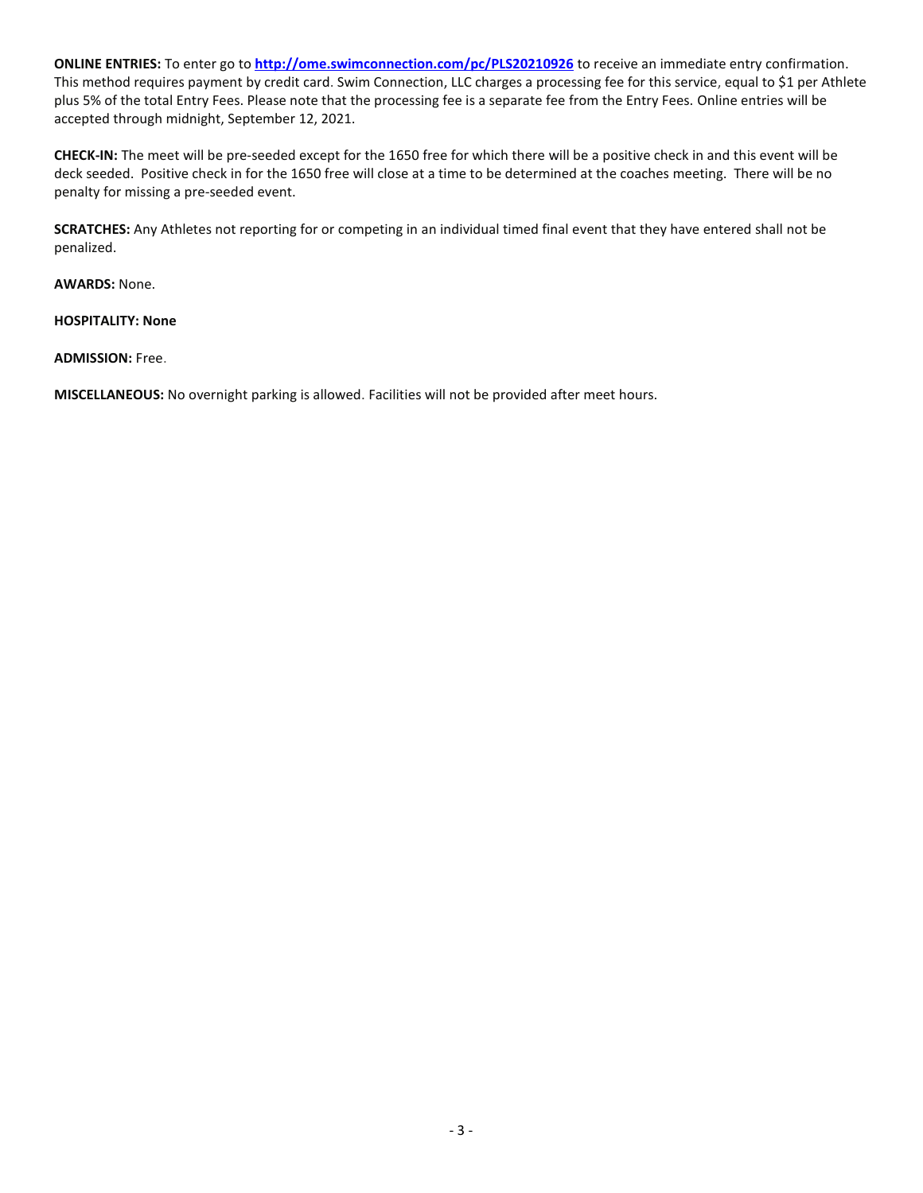**ONLINE ENTRIES:** To enter go to **http://ome.swimconnection.com/pc/PLS20210926** to receive an immediate entry confirmation. This method requires payment by credit card. Swim Connection, LLC charges a processing fee for this service, equal to $1 per Athlete plus 5% of the total Entry Fees. Please note that the processing fee is a separate fee from the Entry Fees. Online entries will be accepted through midnight, September 12, 2021.

**CHECK-IN:** The meet will be pre-seeded except for the 1650 free for which there will be a positive check in and this event will be deck seeded. Positive check in for the 1650 free will close at a time to be determined at the coaches meeting. There will be no penalty for missing a pre-seeded event.

**SCRATCHES:** Any Athletes not reporting for or competing in an individual timed final event that they have entered shall not be penalized.

**AWARDS:** None.

**HOSPITALITY: None**

**ADMISSION:** Free.

**MISCELLANEOUS:** No overnight parking is allowed. Facilities will not be provided after meet hours.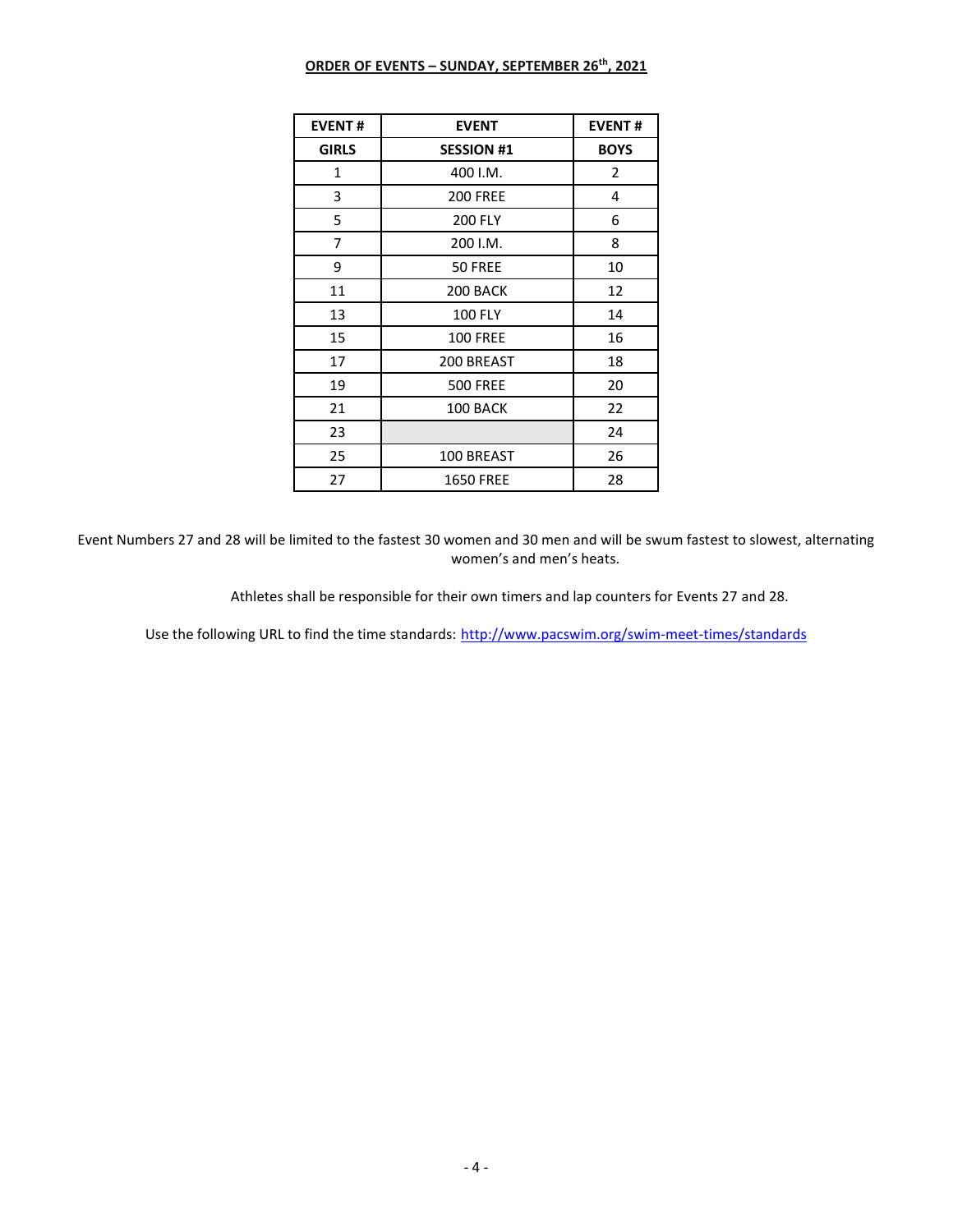**ORDER OF EVENTS – SUNDAY, SEPTEMBER 26th, 2021**

| EVENT # | EVENT | EVENT # |
|---|---|---|
| GIRLS | SESSION #1 | BOYS |
| 1 | 400 I.M. | 2 |
| 3 | 200 FREE | 4 |
| 5 | 200 FLY | 6 |
| 7 | 200 I.M. | 8 |
| 9 | 50 FREE | 10 |
| 11 | 200 BACK | 12 |
| 13 | 100 FLY | 14 |
| 15 | 100 FREE | 16 |
| 17 | 200 BREAST | 18 |
| 19 | 500 FREE | 20 |
| 21 | 100 BACK | 22 |
| 23 | | 24 |
| 25 | 100 BREAST | 26 |
| 27 | 1650 FREE | 28 |

Event Numbers 27 and 28 will be limited to the fastest 30 women and 30 men and will be swum fastest to slowest, alternating women's and men's heats.

Athletes shall be responsible for their own timers and lap counters for Events 27 and 28.

Use the following URL to find the time standards: http://www.pacswim.org/swim-meet-times/standards